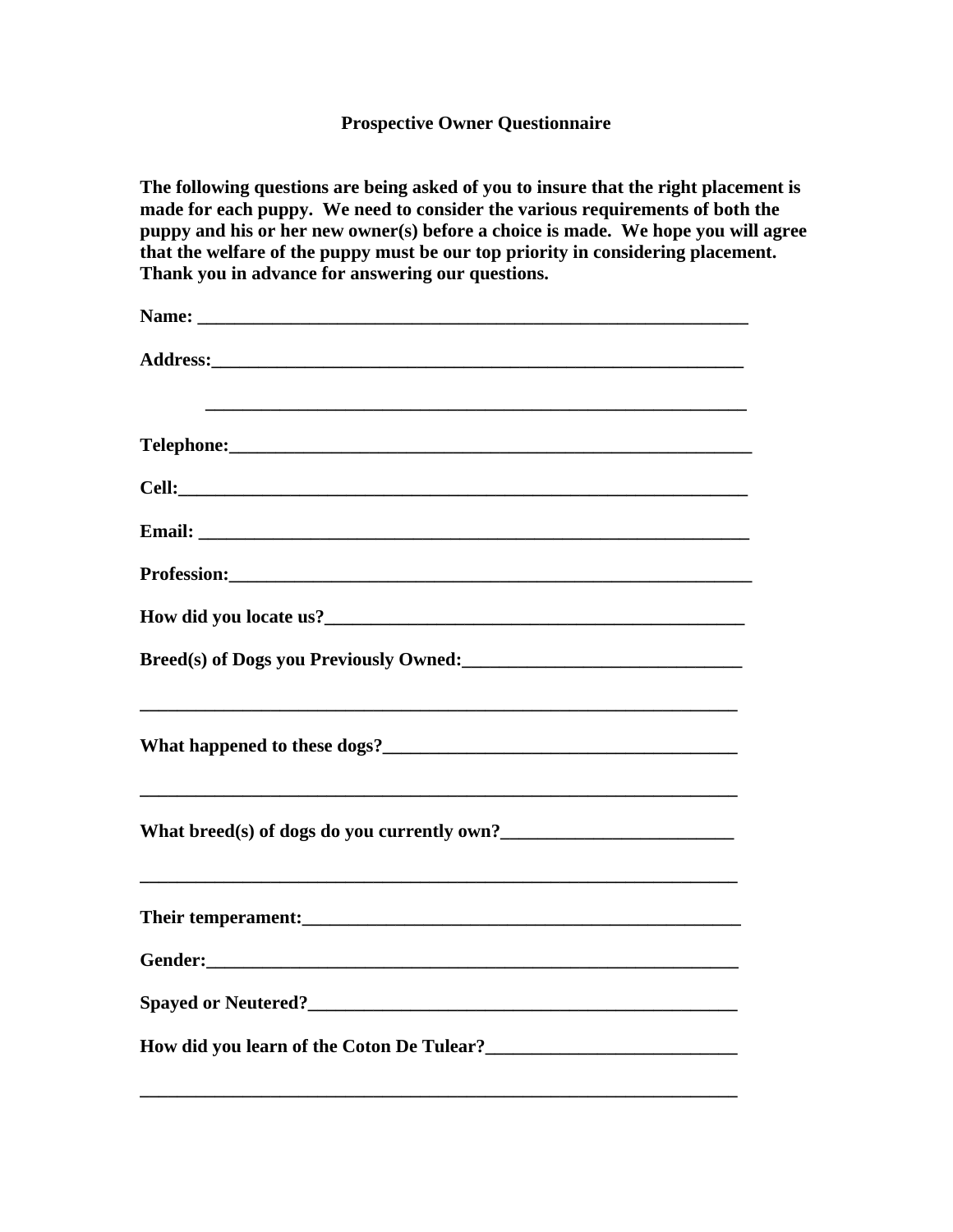# Prospective Owner Questionnaire

**The following questions are being asked of you to insure that the right placement is made for each puppy. We need to consider the various requirements of both the puppy and his or her new owner(s) before a choice is made. We hope you will agree that the welfare of the puppy must be our top priority in considering placement. Thank you in advance for answering our questions.**

**Name:** ______________________________________________________________

**Address:**_____________________________________________________________

_____________________________________________________________

**Telephone:**___________________________________________________________

**Cell:**________________________________________________________________

**Email:** _______________________________________________________________

**Profession:**___________________________________________________________

**How did you locate us?**_______________________________________________

**Breed(s) of Dogs you Previously Owned:**_____________________________

___________________________________________________________________

**What happened to these dogs?**______________________________________

___________________________________________________________________

**What breed(s) of dogs do you currently own?**_________________________

___________________________________________________________________

**Their temperament:**_________________________________________________

**Gender:**_____________________________________________________________

**Spayed or Neutered?**_______________________________________________

**How did you learn of the Coton De Tulear?**___________________________

___________________________________________________________________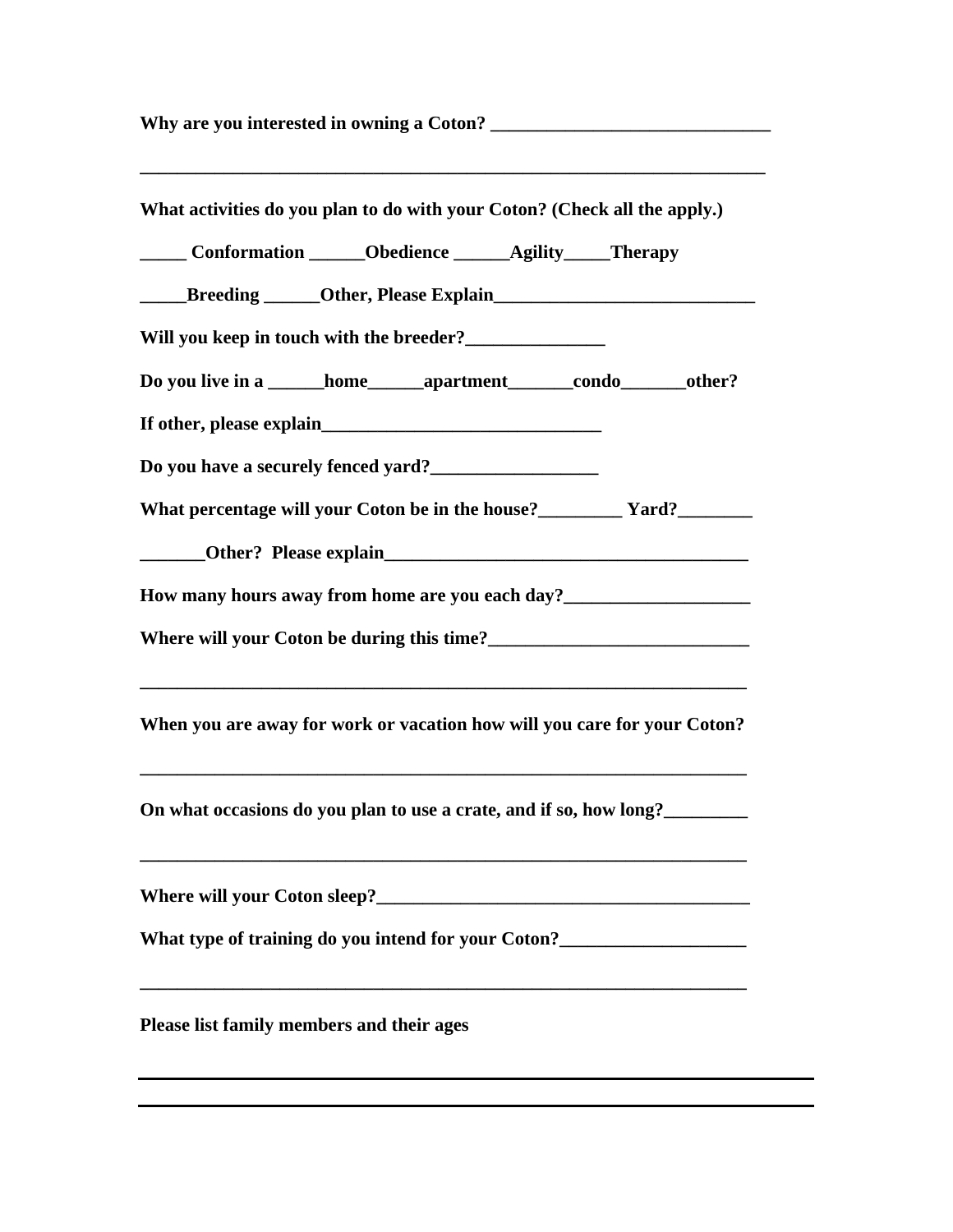**Why are you interested in owning a Coton? ______________________________**

**______________________________________________________________________**

**What activities do you plan to do with your Coton? (Check all the apply.)**

**_____ Conformation ______Obedience ______Agility_____Therapy**

**_____Breeding ______Other, Please Explain____________________________**

**Will you keep in touch with the breeder?_______________**

**Do you live in a ______home______apartment_______condo_______other?**

**If other, please explain______________________________**

**Do you have a securely fenced yard?__________________**

**What percentage will your Coton be in the house?_________ Yard?________**

**_______Other? Please explain_______________________________________**

**How many hours away from home are you each day?____________________**

**Where will your Coton be during this time?____________________________**

**____________________________________________________________________**

**When you are away for work or vacation how will you care for your Coton?**

**____________________________________________________________________**

**On what occasions do you plan to use a crate, and if so, how long?_________**

**____________________________________________________________________**

**Where will your Coton sleep?________________________________________**

**What type of training do you intend for your Coton?____________________**

**____________________________________________________________________**

**Please list family members and their ages**

______________________________________________________________________

______________________________________________________________________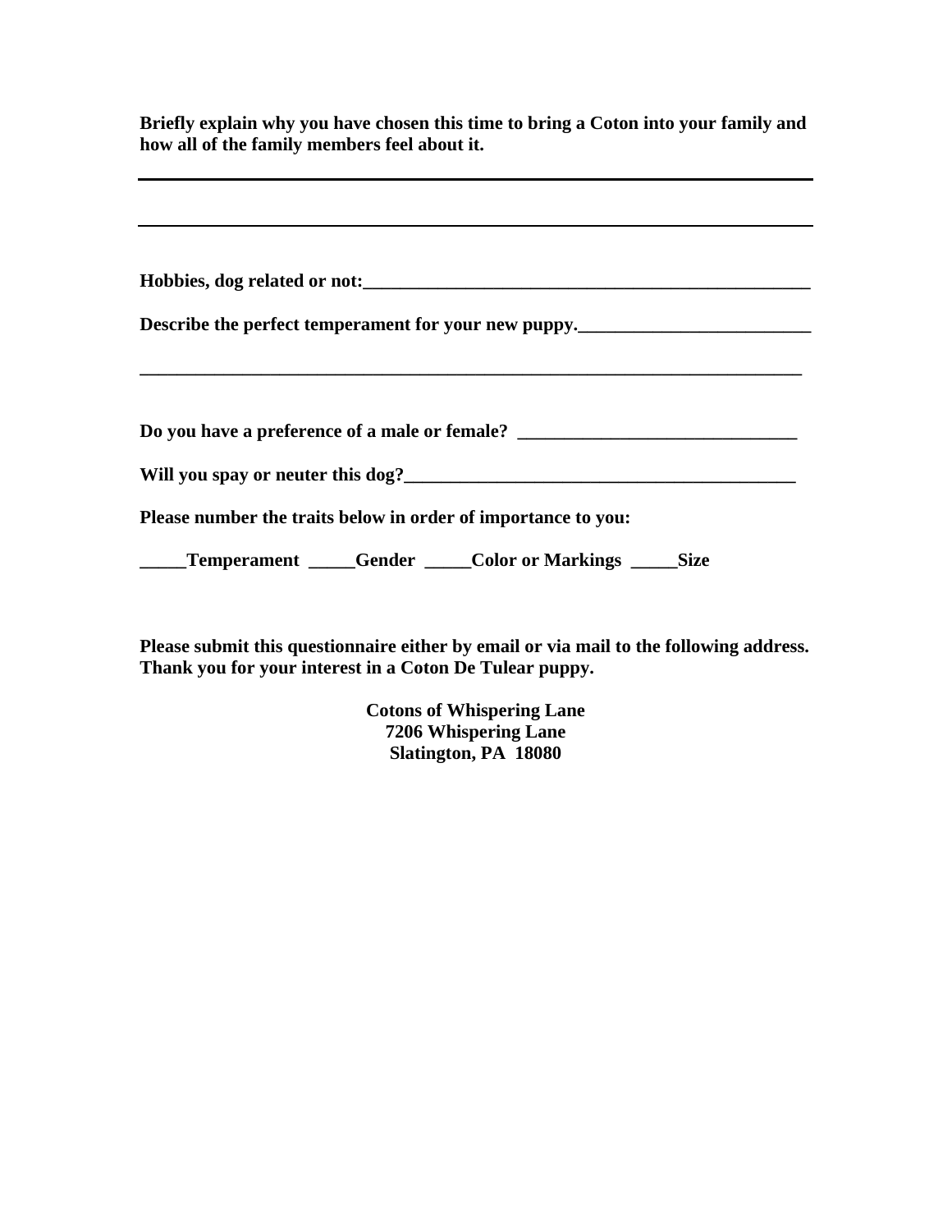**Briefly explain why you have chosen this time to bring a Coton into your family and how all of the family members feel about it.**

________________________________________________________________________

________________________________________________________________________

**Hobbies, dog related or not:**__________________________________________________

**Describe the perfect temperament for your new puppy.**_________________________

________________________________________________________________________

**Do you have a preference of a male or female?** ______________________________

**Will you spay or neuter this dog?**___________________________________________

**Please number the traits below in order of importance to you:**

**_____Temperament _____Gender _____Color or Markings _____Size**

**Please submit this questionnaire either by email or via mail to the following address. Thank you for your interest in a Coton De Tulear puppy.**

**Cotons of Whispering Lane**
**7206 Whispering Lane**
**Slatington, PA 18080**